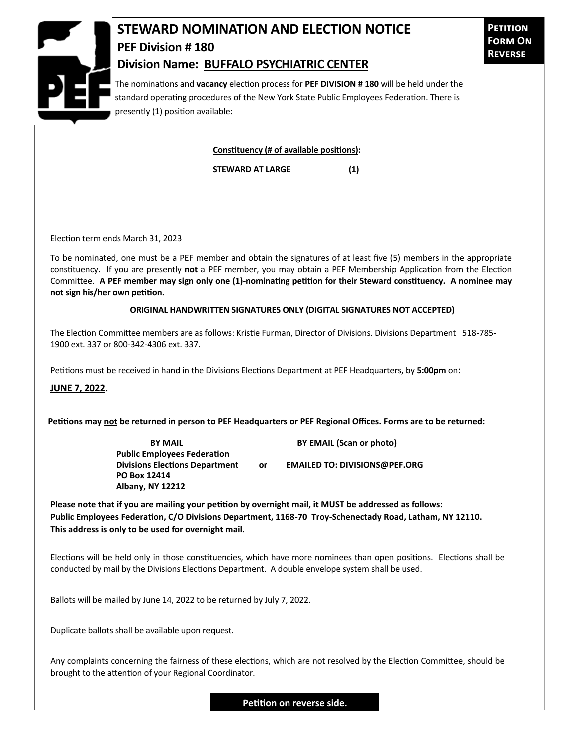# STEWARD NOMINATION AND ELECTION NOTICE

**PETITION FORM ON REVERSE**

## PEF Division # 180

## Division Name: BUFFALO PSYCHIATRIC CENTER

The nominations and **vacancy** election process for **PEF DIVISION # 180** will be held under the standard operating procedures of the New York State Public Employees Federation. There is presently (1) position available:

| **Constituency (# of available positions):** | |
|---|---|
| **STEWARD AT LARGE** | **(1)** |

Election term ends March 31, 2023

To be nominated, one must be a PEF member and obtain the signatures of at least five (5) members in the appropriate constituency. If you are presently **not** a PEF member, you may obtain a PEF Membership Application from the Election Committee. **A PEF member may sign only one (1)-nominating petition for their Steward constituency. A nominee may not sign his/her own petition.**

**ORIGINAL HANDWRITTEN SIGNATURES ONLY (DIGITAL SIGNATURES NOT ACCEPTED)**

The Election Committee members are as follows: Kristie Furman, Director of Divisions. Divisions Department 518-785-1900 ext. 337 or 800-342-4306 ext. 337.

Petitions must be received in hand in the Divisions Elections Department at PEF Headquarters, by **5:00pm** on:

**JUNE 7, 2022.**

**Petitions may not be returned in person to PEF Headquarters or PEF Regional Offices. Forms are to be returned:**

**BY MAIL**
**Public Employees Federation**
**Divisions Elections Department**
**PO Box 12414**
**Albany, NY 12212**

**or**

**BY EMAIL (Scan or photo)**
**EMAILED TO: DIVISIONS@PEF.ORG**

**Please note that if you are mailing your petition by overnight mail, it MUST be addressed as follows: Public Employees Federation, C/O Divisions Department, 1168-70 Troy-Schenectady Road, Latham, NY 12110. This address is only to be used for overnight mail.**

Elections will be held only in those constituencies, which have more nominees than open positions. Elections shall be conducted by mail by the Divisions Elections Department. A double envelope system shall be used.

Ballots will be mailed by June 14, 2022 to be returned by July 7, 2022.

Duplicate ballots shall be available upon request.

Any complaints concerning the fairness of these elections, which are not resolved by the Election Committee, should be brought to the attention of your Regional Coordinator.

**Petition on reverse side.**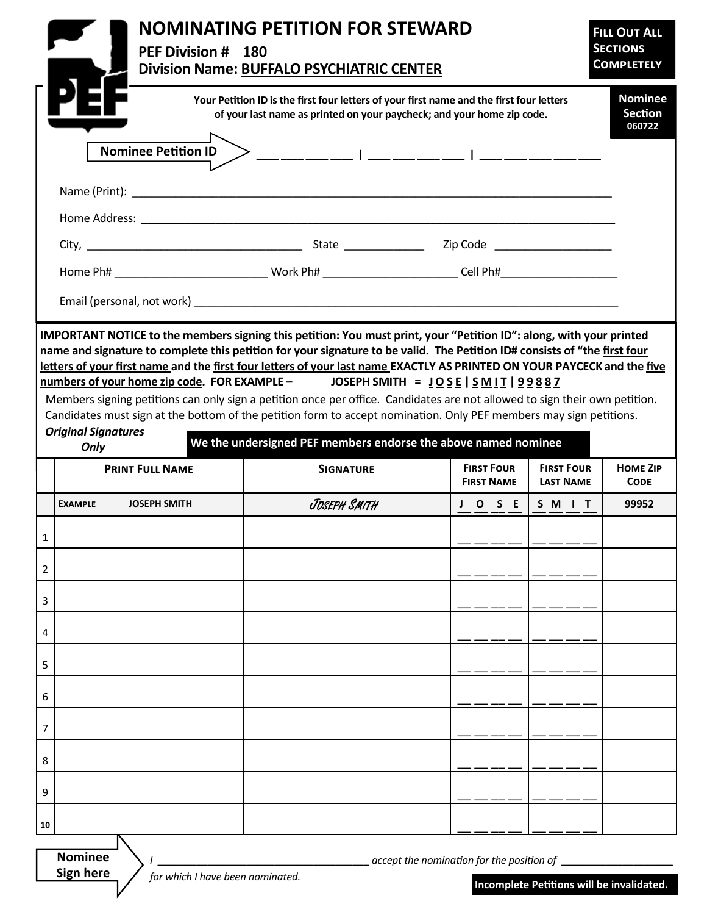# NOMINATING PETITION FOR STEWARD

**PEF Division # 180**

**Division Name: BUFFALO PSYCHIATRIC CENTER**

**FILL OUT ALL SECTIONS COMPLETELY**

**Nominee Section**
**060722**

**Your Petition ID is the first four letters of your first name and the first four letters of your last name as printed on your paycheck; and your home zip code.**

**Nominee Petition ID** ___ ___ ___ ___ | ___ ___ ___ ___ | ___ ___ ___ ___ ___

Name (Print): ______________________________________________

Home Address: ______________________________________________

City, ______________________ State ____________ Zip Code ________________

Home Ph# ____________________ Work Ph# ____________________ Cell Ph# ________________

Email (personal, not work) ______________________________________________

**IMPORTANT NOTICE to the members signing this petition: You must print, your "Petition ID": along, with your printed name and signature to complete this petition for your signature to be valid. The Petition ID# consists of "the first four letters of your first name and the first four letters of your last name EXACTLY AS PRINTED ON YOUR PAYCECK and the five numbers of your home zip code. FOR EXAMPLE – JOSEPH SMITH = J O S E | S M I T | 9 9 8 8 7**

Members signing petitions can only sign a petition once per office. Candidates are not allowed to sign their own petition. Candidates must sign at the bottom of the petition form to accept nomination. Only PEF members may sign petitions.

***Original Signatures Only***

**We the undersigned PEF members endorse the above named nominee**

| | Print Full Name | Signature | First Four First Name | First Four Last Name | Home Zip Code |
|---|---|---|---|---|---|
| | EXAMPLE JOSEPH SMITH | *Joseph Smith* | J O S E | S M I T | 99952 |
| 1 | | | __ __ __ __ | __ __ __ __ | |
| 2 | | | __ __ __ __ | __ __ __ __ | |
| 3 | | | __ __ __ __ | __ __ __ __ | |
| 4 | | | __ __ __ __ | __ __ __ __ | |
| 5 | | | __ __ __ __ | __ __ __ __ | |
| 6 | | | __ __ __ __ | __ __ __ __ | |
| 7 | | | __ __ __ __ | __ __ __ __ | |
| 8 | | | __ __ __ __ | __ __ __ __ | |
| 9 | | | __ __ __ __ | __ __ __ __ | |
| 10 | | | __ __ __ __ | __ __ __ __ | |

**Nominee Sign here**

*I ______________________________ accept the nomination for the position of ________________ for which I have been nominated.*

**Incomplete Petitions will be invalidated.**